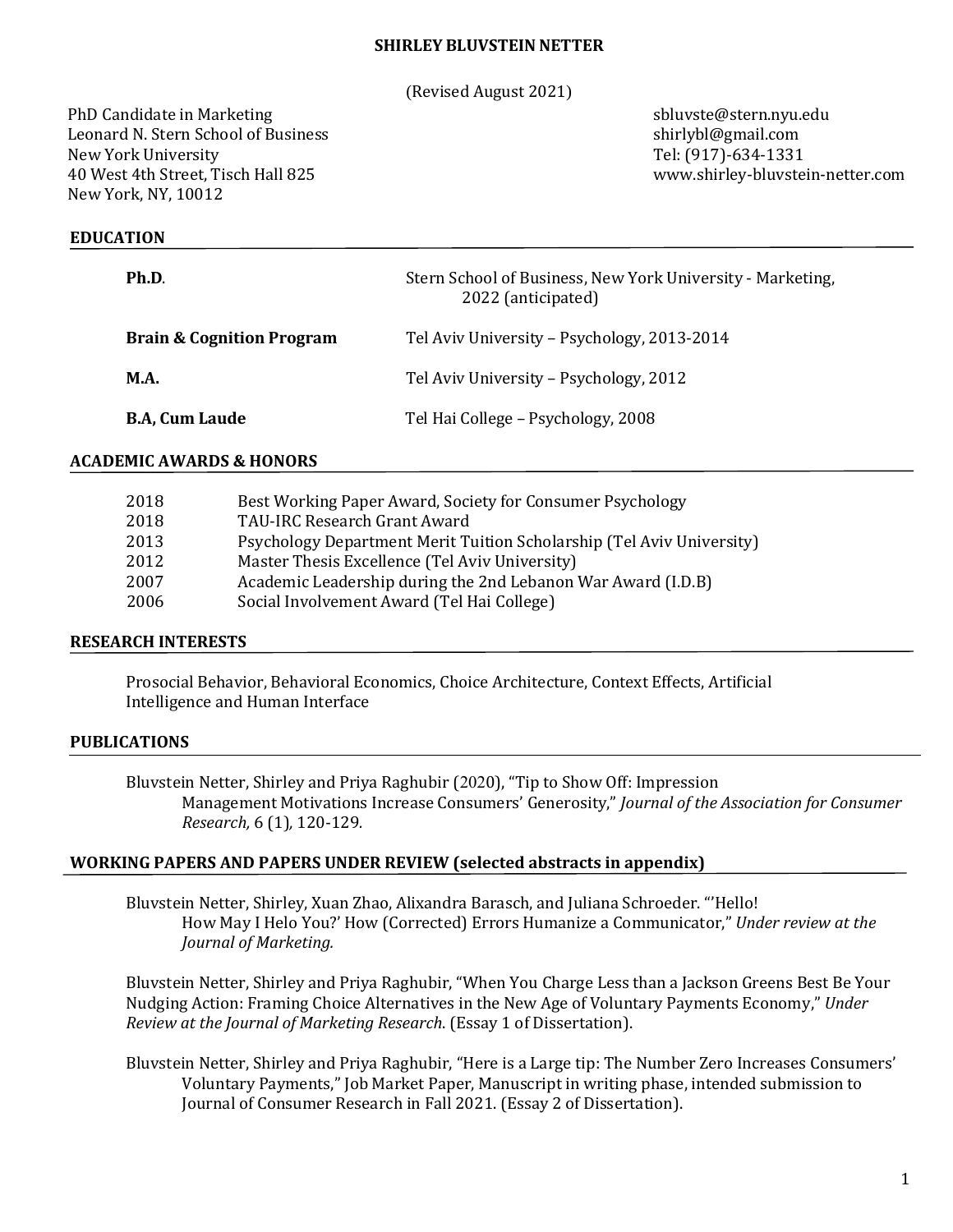# SHIRLEY BLUVSTEIN NETTER

(Revised August 2021)

PhD Candidate in Marketing
Leonard N. Stern School of Business
New York University
40 West 4th Street, Tisch Hall 825
New York, NY, 10012

sbluvste@stern.nyu.edu
shirlybl@gmail.com
Tel: (917)-634-1331
www.shirley-bluvstein-netter.com

## EDUCATION

| | |
|---|---|
| **Ph.D**. | Stern School of Business, New York University - Marketing, 2022 (anticipated) |
| **Brain & Cognition Program** | Tel Aviv University – Psychology, 2013-2014 |
| **M.A.** | Tel Aviv University – Psychology, 2012 |
| **B.A, Cum Laude** | Tel Hai College – Psychology, 2008 |

## ACADEMIC AWARDS & HONORS

| | |
|---|---|
| 2018 | Best Working Paper Award, Society for Consumer Psychology |
| 2018 | TAU-IRC Research Grant Award |
| 2013 | Psychology Department Merit Tuition Scholarship (Tel Aviv University) |
| 2012 | Master Thesis Excellence (Tel Aviv University) |
| 2007 | Academic Leadership during the 2nd Lebanon War Award (I.D.B) |
| 2006 | Social Involvement Award (Tel Hai College) |

## RESEARCH INTERESTS

Prosocial Behavior, Behavioral Economics, Choice Architecture, Context Effects, Artificial Intelligence and Human Interface

## PUBLICATIONS

Bluvstein Netter, Shirley and Priya Raghubir (2020), "Tip to Show Off: Impression Management Motivations Increase Consumers' Generosity," *Journal of the Association for Consumer Research,* 6 (1)*,* 120-129*.*

## WORKING PAPERS AND PAPERS UNDER REVIEW (selected abstracts in appendix)

Bluvstein Netter, Shirley, Xuan Zhao, Alixandra Barasch, and Juliana Schroeder. "'Hello! How May I Helo You?' How (Corrected) Errors Humanize a Communicator," *Under review at the Journal of Marketing.*

Bluvstein Netter, Shirley and Priya Raghubir, "When You Charge Less than a Jackson Greens Best Be Your Nudging Action: Framing Choice Alternatives in the New Age of Voluntary Payments Economy," *Under Review at the Journal of Marketing Research*. (Essay 1 of Dissertation).

Bluvstein Netter, Shirley and Priya Raghubir, "Here is a Large tip: The Number Zero Increases Consumers' Voluntary Payments," Job Market Paper, Manuscript in writing phase, intended submission to Journal of Consumer Research in Fall 2021. (Essay 2 of Dissertation).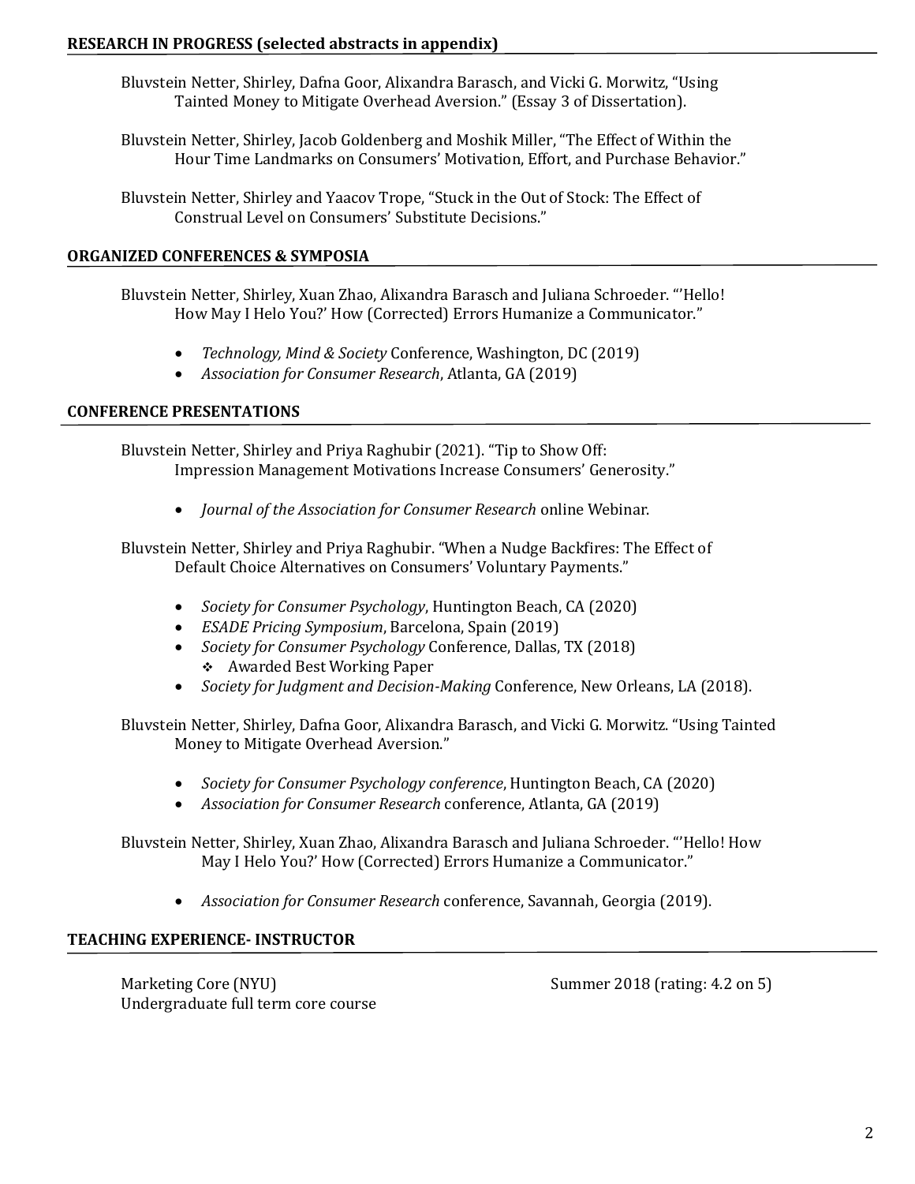## RESEARCH IN PROGRESS (selected abstracts in appendix)

Bluvstein Netter, Shirley, Dafna Goor, Alixandra Barasch, and Vicki G. Morwitz, "Using Tainted Money to Mitigate Overhead Aversion." (Essay 3 of Dissertation).

Bluvstein Netter, Shirley, Jacob Goldenberg and Moshik Miller, "The Effect of Within the Hour Time Landmarks on Consumers' Motivation, Effort, and Purchase Behavior."

Bluvstein Netter, Shirley and Yaacov Trope, "Stuck in the Out of Stock: The Effect of Construal Level on Consumers' Substitute Decisions."

## ORGANIZED CONFERENCES & SYMPOSIA

Bluvstein Netter, Shirley, Xuan Zhao, Alixandra Barasch and Juliana Schroeder. "'Hello! How May I Helo You?' How (Corrected) Errors Humanize a Communicator."

- *Technology, Mind & Society* Conference, Washington, DC (2019)
- *Association for Consumer Research*, Atlanta, GA (2019)

## CONFERENCE PRESENTATIONS

Bluvstein Netter, Shirley and Priya Raghubir (2021). "Tip to Show Off: Impression Management Motivations Increase Consumers' Generosity."

- *Journal of the Association for Consumer Research* online Webinar.

Bluvstein Netter, Shirley and Priya Raghubir. "When a Nudge Backfires: The Effect of Default Choice Alternatives on Consumers' Voluntary Payments."

- *Society for Consumer Psychology*, Huntington Beach, CA (2020)
- *ESADE Pricing Symposium*, Barcelona, Spain (2019)
- *Society for Consumer Psychology* Conference, Dallas, TX (2018)
  - ❖ Awarded Best Working Paper
- *Society for Judgment and Decision-Making* Conference, New Orleans, LA (2018).

Bluvstein Netter, Shirley, Dafna Goor, Alixandra Barasch, and Vicki G. Morwitz. "Using Tainted Money to Mitigate Overhead Aversion."

- *Society for Consumer Psychology conference*, Huntington Beach, CA (2020)
- *Association for Consumer Research* conference, Atlanta, GA (2019)

Bluvstein Netter, Shirley, Xuan Zhao, Alixandra Barasch and Juliana Schroeder. "'Hello! How May I Helo You?' How (Corrected) Errors Humanize a Communicator."

- *Association for Consumer Research* conference, Savannah, Georgia (2019).

## TEACHING EXPERIENCE- INSTRUCTOR

Marketing Core (NYU) — Summer 2018 (rating: 4.2 on 5)
Undergraduate full term core course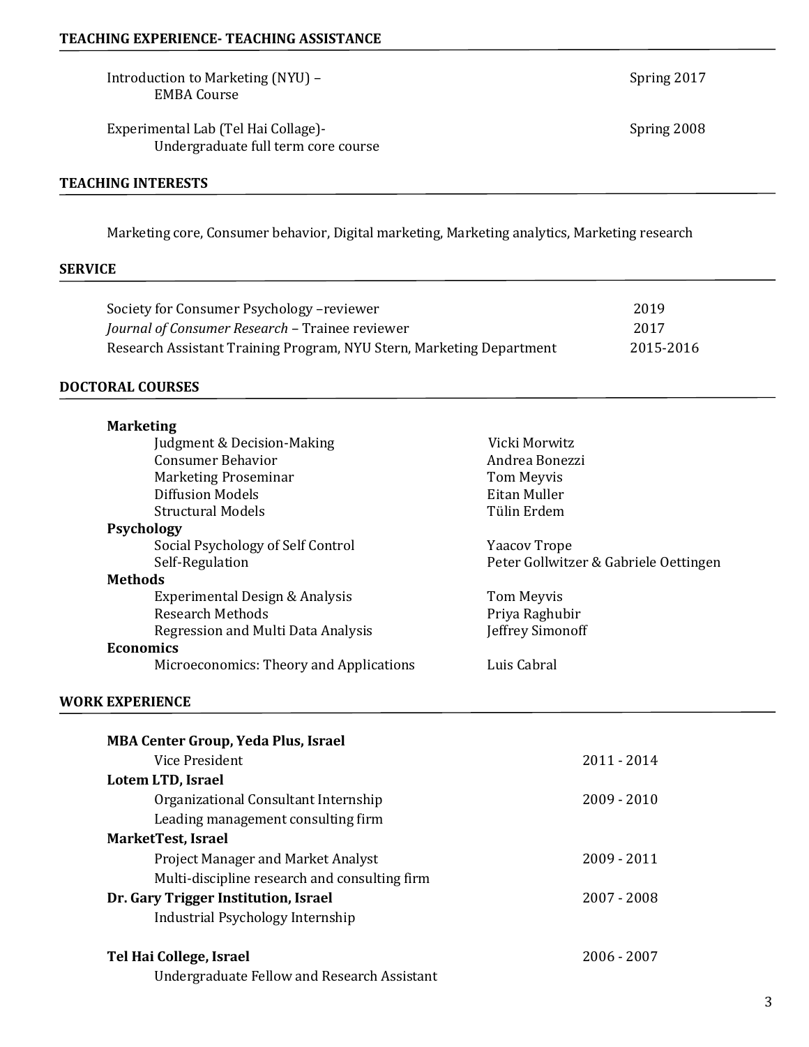## TEACHING EXPERIENCE- TEACHING ASSISTANCE

Introduction to Marketing (NYU) – Spring 2017
EMBA Course

Experimental Lab (Tel Hai Collage)- Spring 2008
Undergraduate full term core course

## TEACHING INTERESTS

Marketing core, Consumer behavior, Digital marketing, Marketing analytics, Marketing research

## SERVICE

Society for Consumer Psychology –reviewer 2019
*Journal of Consumer Research* – Trainee reviewer 2017
Research Assistant Training Program, NYU Stern, Marketing Department 2015-2016

## DOCTORAL COURSES

**Marketing**

| Course | Instructor |
| --- | --- |
| Judgment & Decision-Making | Vicki Morwitz |
| Consumer Behavior | Andrea Bonezzi |
| Marketing Proseminar | Tom Meyvis |
| Diffusion Models | Eitan Muller |
| Structural Models | Tülin Erdem |

**Psychology**

| Course | Instructor |
| --- | --- |
| Social Psychology of Self Control | Yaacov Trope |
| Self-Regulation | Peter Gollwitzer & Gabriele Oettingen |

**Methods**

| Course | Instructor |
| --- | --- |
| Experimental Design & Analysis | Tom Meyvis |
| Research Methods | Priya Raghubir |
| Regression and Multi Data Analysis | Jeffrey Simonoff |

**Economics**

| Course | Instructor |
| --- | --- |
| Microeconomics: Theory and Applications | Luis Cabral |

## WORK EXPERIENCE

**MBA Center Group, Yeda Plus, Israel**
Vice President 2011 - 2014

**Lotem LTD, Israel**
Organizational Consultant Internship 2009 - 2010
Leading management consulting firm

**MarketTest, Israel**
Project Manager and Market Analyst 2009 - 2011
Multi-discipline research and consulting firm

**Dr. Gary Trigger Institution, Israel** 2007 - 2008
Industrial Psychology Internship

**Tel Hai College, Israel** 2006 - 2007
Undergraduate Fellow and Research Assistant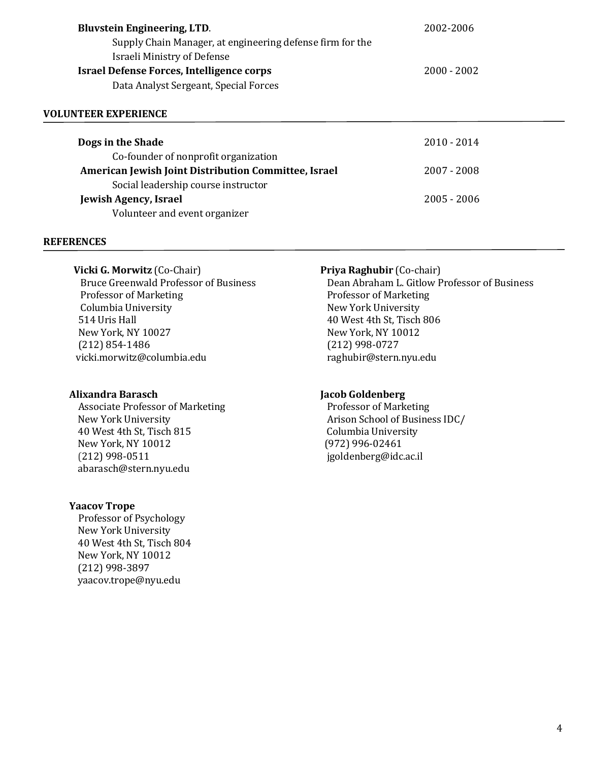**Bluvstein Engineering, LTD.** 2002-2006

Supply Chain Manager, at engineering defense firm for the Israeli Ministry of Defense

**Israel Defense Forces, Intelligence corps** 2000 - 2002

Data Analyst Sergeant, Special Forces

## VOLUNTEER EXPERIENCE

**Dogs in the Shade** 2010 - 2014

Co-founder of nonprofit organization

**American Jewish Joint Distribution Committee, Israel** 2007 - 2008

Social leadership course instructor

**Jewish Agency, Israel** 2005 - 2006

Volunteer and event organizer

## REFERENCES

**Vicki G. Morwitz** (Co-Chair)
Bruce Greenwald Professor of Business
Professor of Marketing
Columbia University
514 Uris Hall
New York, NY 10027
(212) 854-1486
vicki.morwitz@columbia.edu

**Priya Raghubir** (Co-chair)
Dean Abraham L. Gitlow Professor of Business
Professor of Marketing
New York University
40 West 4th St, Tisch 806
New York, NY 10012
(212) 998-0727
raghubir@stern.nyu.edu

**Alixandra Barasch**
Associate Professor of Marketing
New York University
40 West 4th St, Tisch 815
New York, NY 10012
(212) 998-0511
abarasch@stern.nyu.edu

**Jacob Goldenberg**
Professor of Marketing
Arison School of Business IDC/
Columbia University
(972) 996-02461
jgoldenberg@idc.ac.il

**Yaacov Trope**
Professor of Psychology
New York University
40 West 4th St, Tisch 804
New York, NY 10012
(212) 998-3897
yaacov.trope@nyu.edu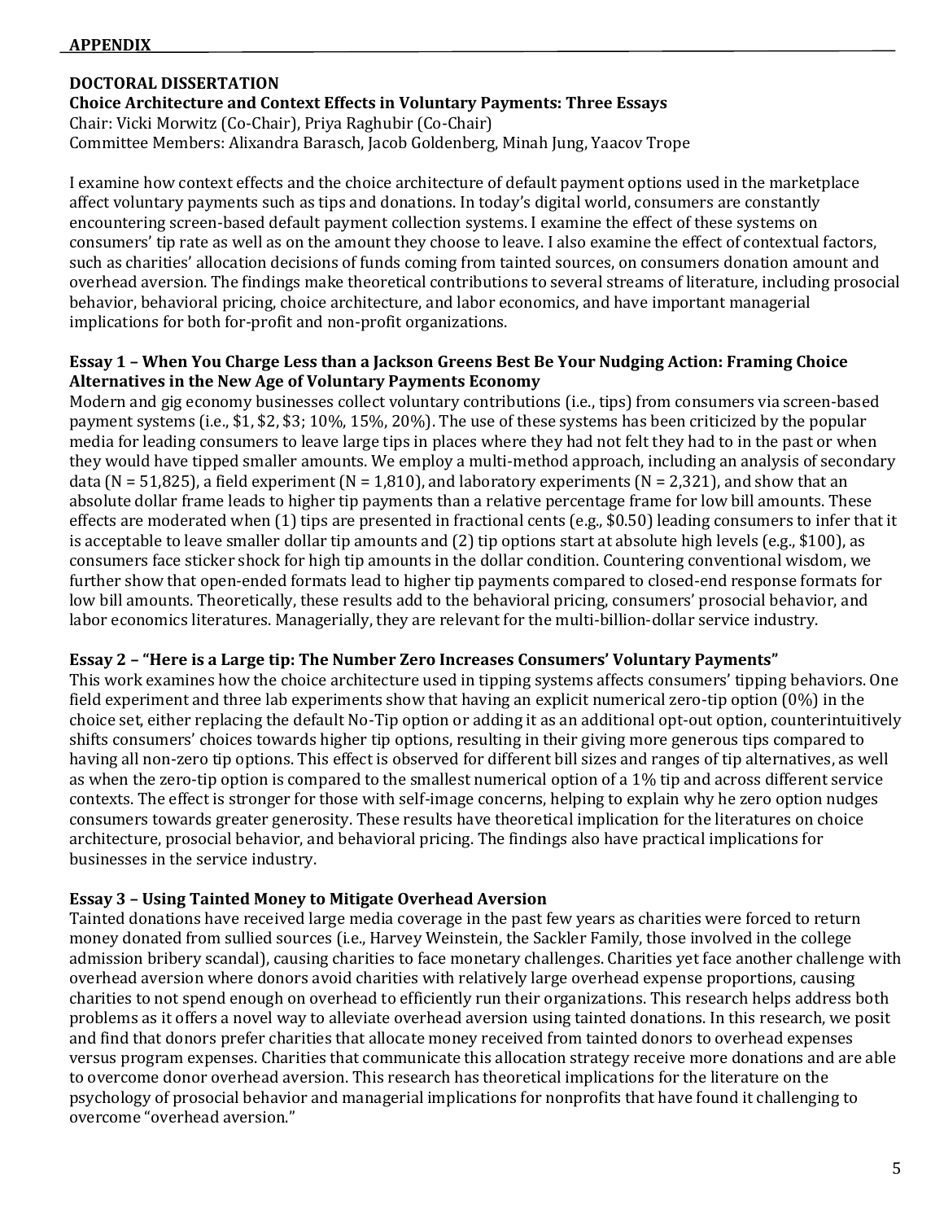## APPENDIX

**DOCTORAL DISSERTATION**

**Choice Architecture and Context Effects in Voluntary Payments: Three Essays**

Chair: Vicki Morwitz (Co-Chair), Priya Raghubir (Co-Chair)

Committee Members: Alixandra Barasch, Jacob Goldenberg, Minah Jung, Yaacov Trope

I examine how context effects and the choice architecture of default payment options used in the marketplace affect voluntary payments such as tips and donations. In today's digital world, consumers are constantly encountering screen-based default payment collection systems. I examine the effect of these systems on consumers' tip rate as well as on the amount they choose to leave. I also examine the effect of contextual factors, such as charities' allocation decisions of funds coming from tainted sources, on consumers donation amount and overhead aversion. The findings make theoretical contributions to several streams of literature, including prosocial behavior, behavioral pricing, choice architecture, and labor economics, and have important managerial implications for both for-profit and non-profit organizations.

**Essay 1 – When You Charge Less than a Jackson Greens Best Be Your Nudging Action: Framing Choice Alternatives in the New Age of Voluntary Payments Economy**

Modern and gig economy businesses collect voluntary contributions (i.e., tips) from consumers via screen-based payment systems (i.e., $1, $2, $3; 10%, 15%, 20%). The use of these systems has been criticized by the popular media for leading consumers to leave large tips in places where they had not felt they had to in the past or when they would have tipped smaller amounts. We employ a multi-method approach, including an analysis of secondary data (N = 51,825), a field experiment (N = 1,810), and laboratory experiments (N = 2,321), and show that an absolute dollar frame leads to higher tip payments than a relative percentage frame for low bill amounts. These effects are moderated when (1) tips are presented in fractional cents (e.g., $0.50) leading consumers to infer that it is acceptable to leave smaller dollar tip amounts and (2) tip options start at absolute high levels (e.g., $100), as consumers face sticker shock for high tip amounts in the dollar condition. Countering conventional wisdom, we further show that open-ended formats lead to higher tip payments compared to closed-end response formats for low bill amounts. Theoretically, these results add to the behavioral pricing, consumers' prosocial behavior, and labor economics literatures. Managerially, they are relevant for the multi-billion-dollar service industry.

**Essay 2 – "Here is a Large tip: The Number Zero Increases Consumers' Voluntary Payments"**

This work examines how the choice architecture used in tipping systems affects consumers' tipping behaviors. One field experiment and three lab experiments show that having an explicit numerical zero-tip option (0%) in the choice set, either replacing the default No-Tip option or adding it as an additional opt-out option, counterintuitively shifts consumers' choices towards higher tip options, resulting in their giving more generous tips compared to having all non-zero tip options. This effect is observed for different bill sizes and ranges of tip alternatives, as well as when the zero-tip option is compared to the smallest numerical option of a 1% tip and across different service contexts. The effect is stronger for those with self-image concerns, helping to explain why he zero option nudges consumers towards greater generosity. These results have theoretical implication for the literatures on choice architecture, prosocial behavior, and behavioral pricing. The findings also have practical implications for businesses in the service industry.

**Essay 3 – Using Tainted Money to Mitigate Overhead Aversion**

Tainted donations have received large media coverage in the past few years as charities were forced to return money donated from sullied sources (i.e., Harvey Weinstein, the Sackler Family, those involved in the college admission bribery scandal), causing charities to face monetary challenges. Charities yet face another challenge with overhead aversion where donors avoid charities with relatively large overhead expense proportions, causing charities to not spend enough on overhead to efficiently run their organizations. This research helps address both problems as it offers a novel way to alleviate overhead aversion using tainted donations. In this research, we posit and find that donors prefer charities that allocate money received from tainted donors to overhead expenses versus program expenses. Charities that communicate this allocation strategy receive more donations and are able to overcome donor overhead aversion. This research has theoretical implications for the literature on the psychology of prosocial behavior and managerial implications for nonprofits that have found it challenging to overcome "overhead aversion."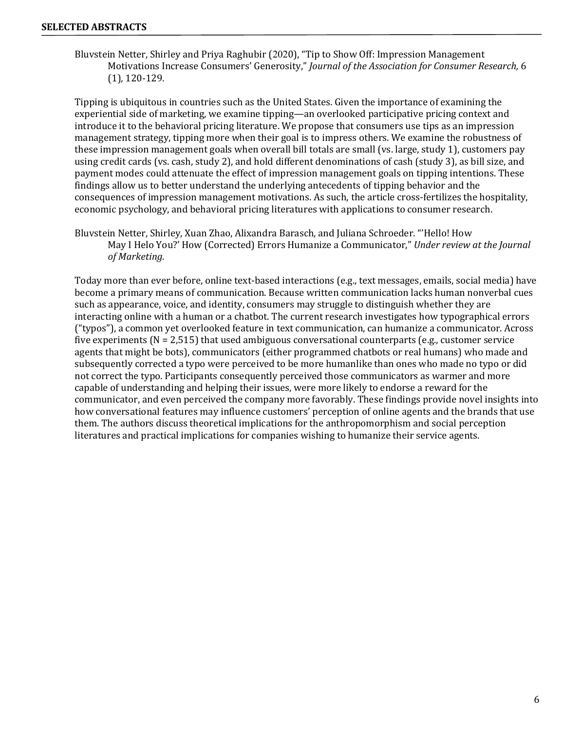**SELECTED ABSTRACTS**

Bluvstein Netter, Shirley and Priya Raghubir (2020), "Tip to Show Off: Impression Management Motivations Increase Consumers' Generosity," *Journal of the Association for Consumer Research,* 6 (1), 120-129.

Tipping is ubiquitous in countries such as the United States. Given the importance of examining the experiential side of marketing, we examine tipping—an overlooked participative pricing context and introduce it to the behavioral pricing literature. We propose that consumers use tips as an impression management strategy, tipping more when their goal is to impress others. We examine the robustness of these impression management goals when overall bill totals are small (vs. large, study 1), customers pay using credit cards (vs. cash, study 2), and hold different denominations of cash (study 3), as bill size, and payment modes could attenuate the effect of impression management goals on tipping intentions. These findings allow us to better understand the underlying antecedents of tipping behavior and the consequences of impression management motivations. As such, the article cross-fertilizes the hospitality, economic psychology, and behavioral pricing literatures with applications to consumer research.

Bluvstein Netter, Shirley, Xuan Zhao, Alixandra Barasch, and Juliana Schroeder. "'Hello! How May I Helo You?' How (Corrected) Errors Humanize a Communicator," *Under review at the Journal of Marketing.*

Today more than ever before, online text-based interactions (e.g., text messages, emails, social media) have become a primary means of communication. Because written communication lacks human nonverbal cues such as appearance, voice, and identity, consumers may struggle to distinguish whether they are interacting online with a human or a chatbot. The current research investigates how typographical errors ("typos"), a common yet overlooked feature in text communication, can humanize a communicator. Across five experiments (N = 2,515) that used ambiguous conversational counterparts (e.g., customer service agents that might be bots), communicators (either programmed chatbots or real humans) who made and subsequently corrected a typo were perceived to be more humanlike than ones who made no typo or did not correct the typo. Participants consequently perceived those communicators as warmer and more capable of understanding and helping their issues, were more likely to endorse a reward for the communicator, and even perceived the company more favorably. These findings provide novel insights into how conversational features may influence customers' perception of online agents and the brands that use them. The authors discuss theoretical implications for the anthropomorphism and social perception literatures and practical implications for companies wishing to humanize their service agents.